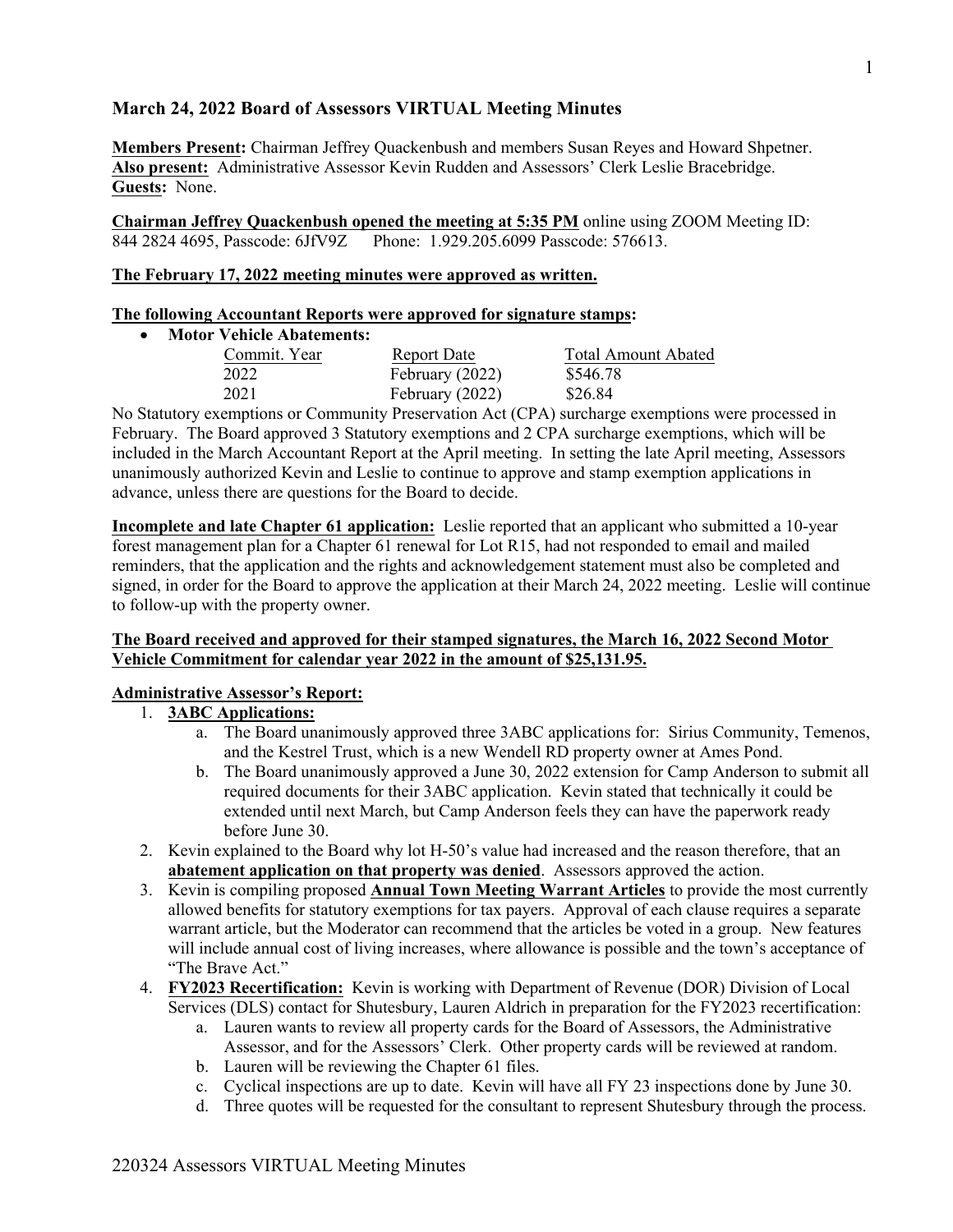## March 24, 2022 Board of Assessors VIRTUAL Meeting Minutes

**Members Present:** Chairman Jeffrey Quackenbush and members Susan Reyes and Howard Shpetner.
**Also present:** Administrative Assessor Kevin Rudden and Assessors' Clerk Leslie Bracebridge.
**Guests:** None.

**Chairman Jeffrey Quackenbush opened the meeting at 5:35 PM** online using ZOOM Meeting ID: 844 2824 4695, Passcode: 6JfV9Z Phone: 1.929.205.6099 Passcode: 576613.

**The February 17, 2022 meeting minutes were approved as written.**

**The following Accountant Reports were approved for signature stamps:**

- **Motor Vehicle Abatements:**

| Commit. Year | Report Date | Total Amount Abated |
|---|---|---|
| 2022 | February (2022) | $546.78 |
| 2021 | February (2022) | $26.84 |

No Statutory exemptions or Community Preservation Act (CPA) surcharge exemptions were processed in February. The Board approved 3 Statutory exemptions and 2 CPA surcharge exemptions, which will be included in the March Accountant Report at the April meeting. In setting the late April meeting, Assessors unanimously authorized Kevin and Leslie to continue to approve and stamp exemption applications in advance, unless there are questions for the Board to decide.

**Incomplete and late Chapter 61 application:** Leslie reported that an applicant who submitted a 10-year forest management plan for a Chapter 61 renewal for Lot R15, had not responded to email and mailed reminders, that the application and the rights and acknowledgement statement must also be completed and signed, in order for the Board to approve the application at their March 24, 2022 meeting. Leslie will continue to follow-up with the property owner.

**The Board received and approved for their stamped signatures, the March 16, 2022 Second Motor Vehicle Commitment for calendar year 2022 in the amount of $25,131.95.**

**Administrative Assessor's Report:**

1. **3ABC Applications:**
   a. The Board unanimously approved three 3ABC applications for: Sirius Community, Temenos, and the Kestrel Trust, which is a new Wendell RD property owner at Ames Pond.
   b. The Board unanimously approved a June 30, 2022 extension for Camp Anderson to submit all required documents for their 3ABC application. Kevin stated that technically it could be extended until next March, but Camp Anderson feels they can have the paperwork ready before June 30.
2. Kevin explained to the Board why lot H-50's value had increased and the reason therefore, that an **abatement application on that property was denied**. Assessors approved the action.
3. Kevin is compiling proposed **Annual Town Meeting Warrant Articles** to provide the most currently allowed benefits for statutory exemptions for tax payers. Approval of each clause requires a separate warrant article, but the Moderator can recommend that the articles be voted in a group. New features will include annual cost of living increases, where allowance is possible and the town's acceptance of "The Brave Act."
4. **FY2023 Recertification:** Kevin is working with Department of Revenue (DOR) Division of Local Services (DLS) contact for Shutesbury, Lauren Aldrich in preparation for the FY2023 recertification:
   a. Lauren wants to review all property cards for the Board of Assessors, the Administrative Assessor, and for the Assessors' Clerk. Other property cards will be reviewed at random.
   b. Lauren will be reviewing the Chapter 61 files.
   c. Cyclical inspections are up to date. Kevin will have all FY 23 inspections done by June 30.
   d. Three quotes will be requested for the consultant to represent Shutesbury through the process.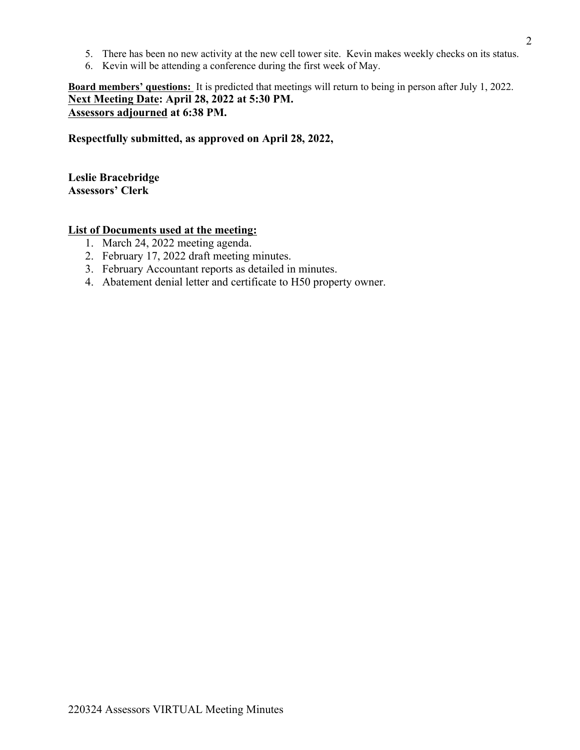5. There has been no new activity at the new cell tower site. Kevin makes weekly checks on its status.
6. Kevin will be attending a conference during the first week of May.

**Board members' questions:** It is predicted that meetings will return to being in person after July 1, 2022.
**Next Meeting Date: April 28, 2022 at 5:30 PM.**
**Assessors adjourned at 6:38 PM.**

**Respectfully submitted, as approved on April 28, 2022,**

**Leslie Bracebridge**
**Assessors' Clerk**

**List of Documents used at the meeting:**

1. March 24, 2022 meeting agenda.
2. February 17, 2022 draft meeting minutes.
3. February Accountant reports as detailed in minutes.
4. Abatement denial letter and certificate to H50 property owner.